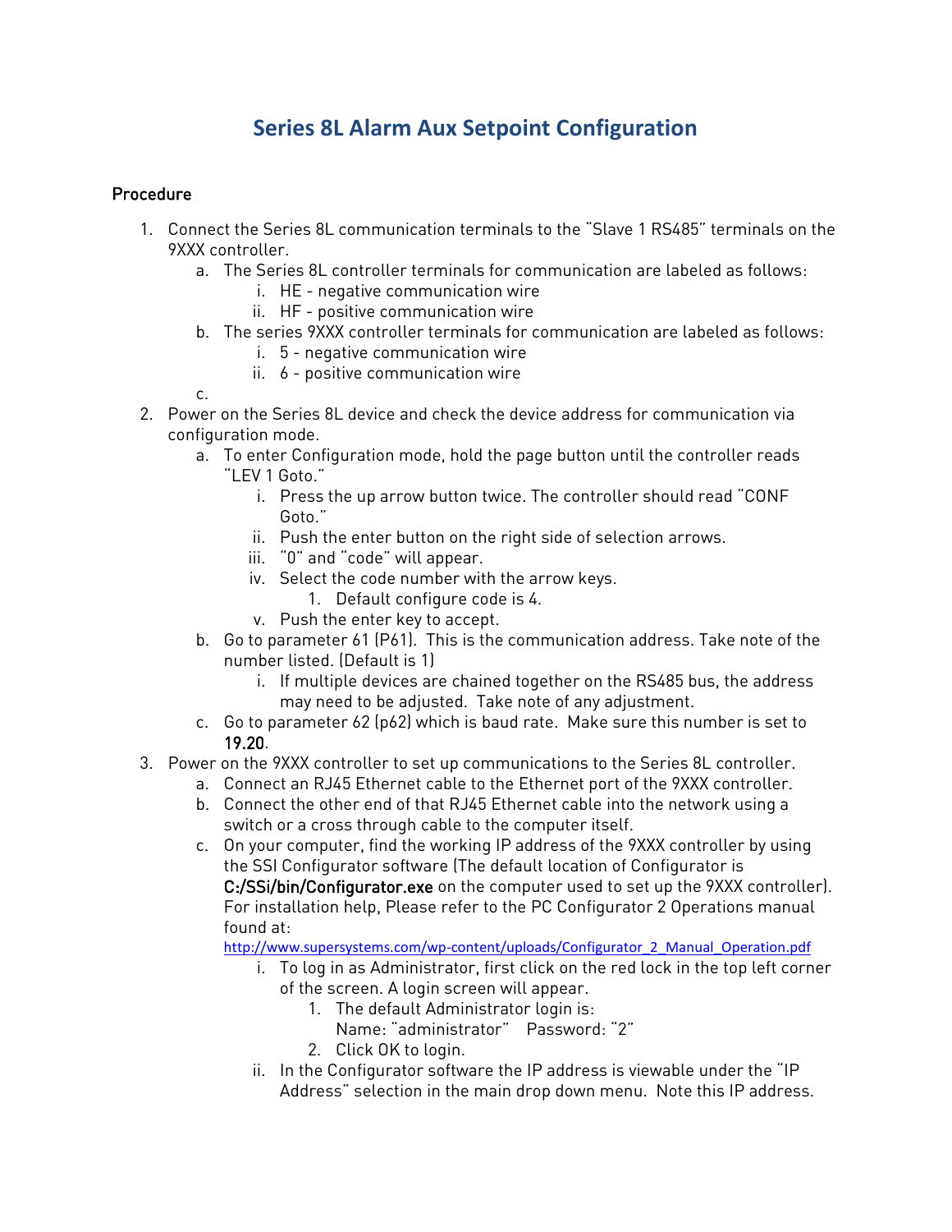# Series 8L Alarm Aux Setpoint Configuration

## Procedure

1. Connect the Series 8L communication terminals to the "Slave 1 RS485" terminals on the 9XXX controller.
   a. The Series 8L controller terminals for communication are labeled as follows:
      i. HE - negative communication wire
      ii. HF - positive communication wire
   b. The series 9XXX controller terminals for communication are labeled as follows:
      i. 5 - negative communication wire
      ii. 6 - positive communication wire
   c.
2. Power on the Series 8L device and check the device address for communication via configuration mode.
   a. To enter Configuration mode, hold the page button until the controller reads "LEV 1 Goto."
      i. Press the up arrow button twice. The controller should read "CONF Goto."
      ii. Push the enter button on the right side of selection arrows.
      iii. "0" and "code" will appear.
      iv. Select the code number with the arrow keys.
         1. Default configure code is 4.
      v. Push the enter key to accept.
   b. Go to parameter 61 (P61). This is the communication address. Take note of the number listed. (Default is 1)
      i. If multiple devices are chained together on the RS485 bus, the address may need to be adjusted. Take note of any adjustment.
   c. Go to parameter 62 (p62) which is baud rate. Make sure this number is set to 19.20.
3. Power on the 9XXX controller to set up communications to the Series 8L controller.
   a. Connect an RJ45 Ethernet cable to the Ethernet port of the 9XXX controller.
   b. Connect the other end of that RJ45 Ethernet cable into the network using a switch or a cross through cable to the computer itself.
   c. On your computer, find the working IP address of the 9XXX controller by using the SSI Configurator software (The default location of Configurator is C:/SSi/bin/Configurator.exe on the computer used to set up the 9XXX controller). For installation help, Please refer to the PC Configurator 2 Operations manual found at: http://www.supersystems.com/wp-content/uploads/Configurator_2_Manual_Operation.pdf
      i. To log in as Administrator, first click on the red lock in the top left corner of the screen. A login screen will appear.
         1. The default Administrator login is:
            Name: "administrator"    Password: "2"
         2. Click OK to login.
      ii. In the Configurator software the IP address is viewable under the "IP Address" selection in the main drop down menu. Note this IP address.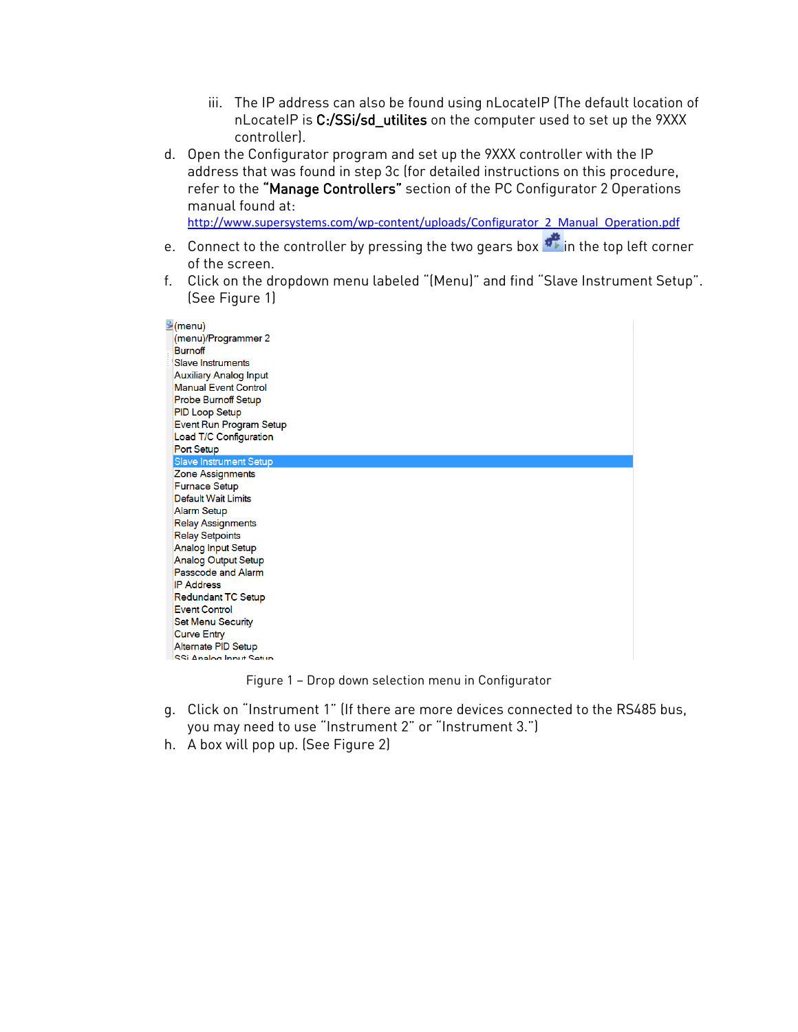iii. The IP address can also be found using nLocateIP (The default location of nLocateIP is **C:/SSi/sd_utilites** on the computer used to set up the 9XXX controller).

d. Open the Configurator program and set up the 9XXX controller with the IP address that was found in step 3c (for detailed instructions on this procedure, refer to the **"Manage Controllers"** section of the PC Configurator 2 Operations manual found at: http://www.supersystems.com/wp-content/uploads/Configurator_2_Manual_Operation.pdf

e. Connect to the controller by pressing the two gears box in the top left corner of the screen.

f. Click on the dropdown menu labeled "(Menu)" and find "Slave Instrument Setup". (See Figure 1)

(menu)
(menu)/Programmer 2
Burnoff
Slave Instruments
Auxiliary Analog Input
Manual Event Control
Probe Burnoff Setup
PID Loop Setup
Event Run Program Setup
Load T/C Configuration
Port Setup
Slave Instrument Setup
Zone Assignments
Furnace Setup
Default Wait Limits
Alarm Setup
Relay Assignments
Relay Setpoints
Analog Input Setup
Analog Output Setup
Passcode and Alarm
IP Address
Redundant TC Setup
Event Control
Set Menu Security
Curve Entry
Alternate PID Setup
SSi Analog Input Setup

Figure 1 – Drop down selection menu in Configurator

g. Click on "Instrument 1" (If there are more devices connected to the RS485 bus, you may need to use "Instrument 2" or "Instrument 3.")

h. A box will pop up. (See Figure 2)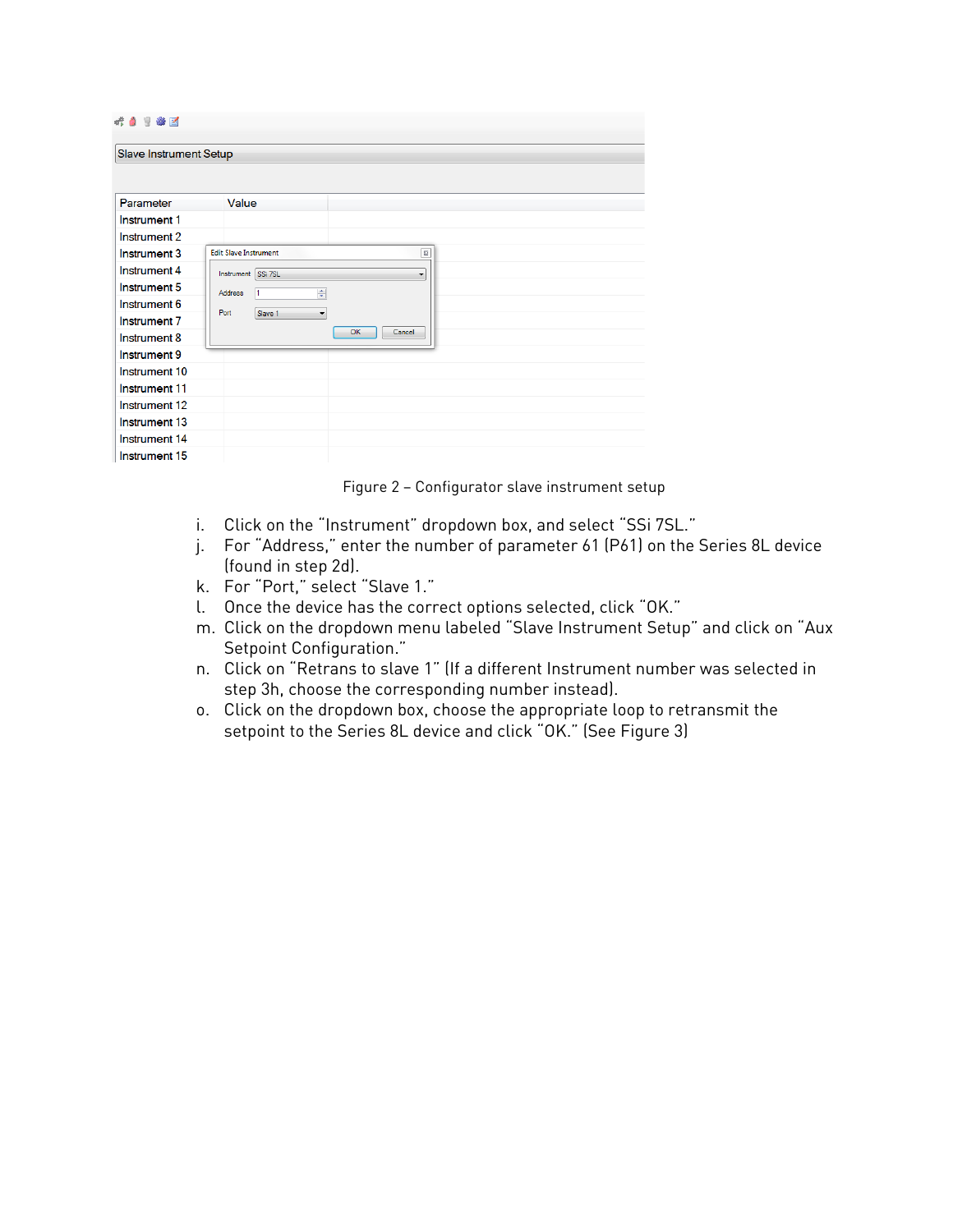Figure 2 – Configurator slave instrument setup

i. Click on the "Instrument" dropdown box, and select "SSi 7SL."
j. For "Address," enter the number of parameter 61 (P61) on the Series 8L device (found in step 2d).
k. For "Port," select "Slave 1."
l. Once the device has the correct options selected, click "OK."
m. Click on the dropdown menu labeled "Slave Instrument Setup" and click on "Aux Setpoint Configuration."
n. Click on "Retrans to slave 1" (If a different Instrument number was selected in step 3h, choose the corresponding number instead).
o. Click on the dropdown box, choose the appropriate loop to retransmit the setpoint to the Series 8L device and click "OK." (See Figure 3)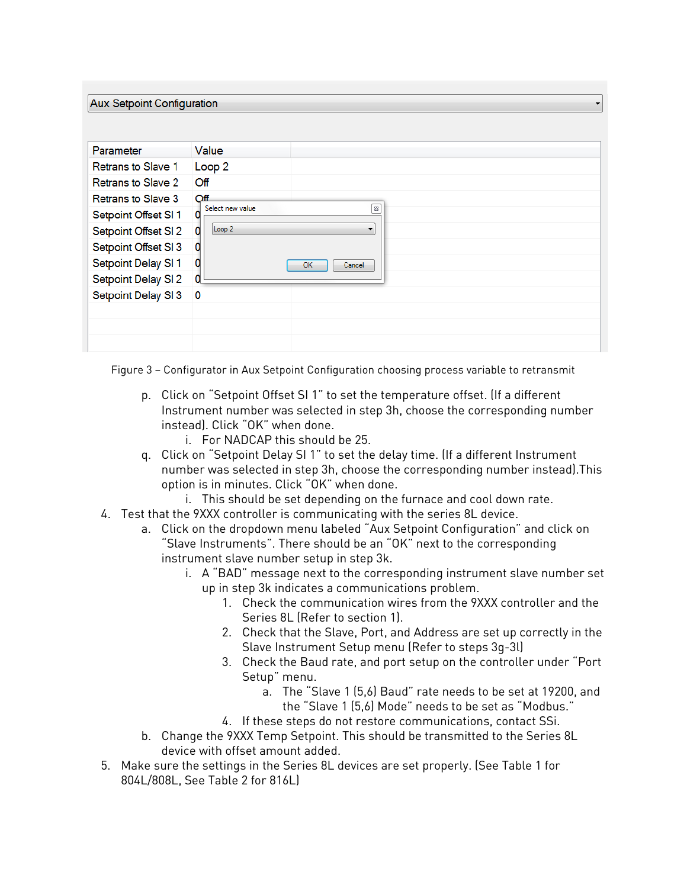Figure 3 – Configurator in Aux Setpoint Configuration choosing process variable to retransmit

p. Click on "Setpoint Offset SI 1" to set the temperature offset. (If a different Instrument number was selected in step 3h, choose the corresponding number instead). Click "OK" when done.
    i. For NADCAP this should be 25.

q. Click on "Setpoint Delay SI 1" to set the delay time. (If a different Instrument number was selected in step 3h, choose the corresponding number instead).This option is in minutes. Click "OK" when done.
    i. This should be set depending on the furnace and cool down rate.

4. Test that the 9XXX controller is communicating with the series 8L device.
   a. Click on the dropdown menu labeled "Aux Setpoint Configuration" and click on "Slave Instruments". There should be an "OK" next to the corresponding instrument slave number setup in step 3k.
      i. A "BAD" message next to the corresponding instrument slave number set up in step 3k indicates a communications problem.
         1. Check the communication wires from the 9XXX controller and the Series 8L (Refer to section 1).
         2. Check that the Slave, Port, and Address are set up correctly in the Slave Instrument Setup menu (Refer to steps 3g-3l)
         3. Check the Baud rate, and port setup on the controller under "Port Setup" menu.
            a. The "Slave 1 (5,6) Baud" rate needs to be set at 19200, and the "Slave 1 (5,6) Mode" needs to be set as "Modbus."
         4. If these steps do not restore communications, contact SSi.
   b. Change the 9XXX Temp Setpoint. This should be transmitted to the Series 8L device with offset amount added.

5. Make sure the settings in the Series 8L devices are set properly. (See Table 1 for 804L/808L, See Table 2 for 816L)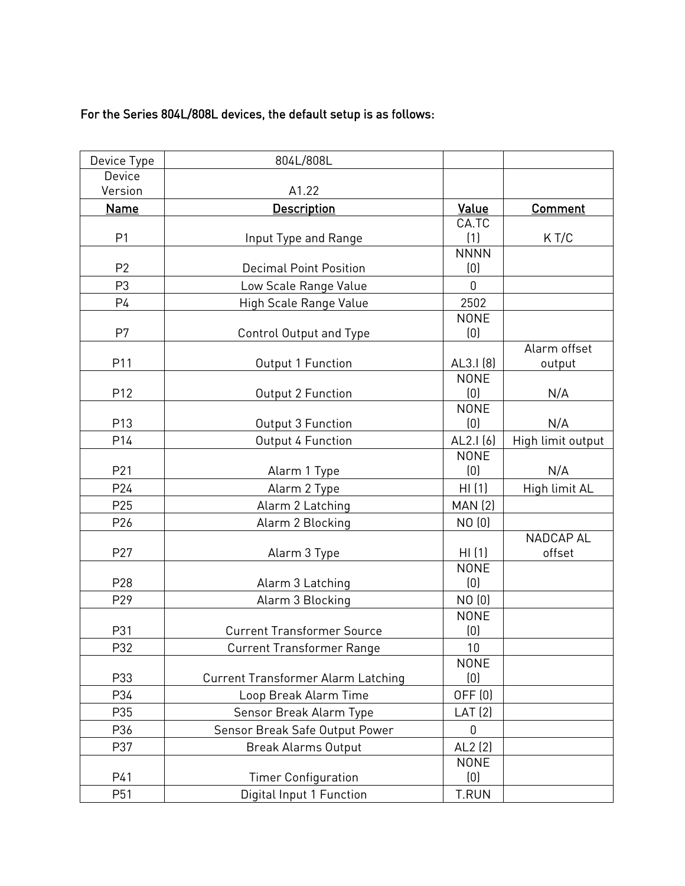**For the Series 804L/808L devices, the default setup is as follows:**

| Device Type | 804L/808L | | |
|---|---|---|---|
| Device Version | A1.22 | | |
| **Name** | **Description** | **Value** | **Comment** |
| P1 | Input Type and Range | CA.TC (1) | K T/C |
| P2 | Decimal Point Position | NNNN (0) | |
| P3 | Low Scale Range Value | 0 | |
| P4 | High Scale Range Value | 2502 | |
| P7 | Control Output and Type | NONE (0) | |
| P11 | Output 1 Function | AL3.I (8) | Alarm offset output |
| P12 | Output 2 Function | NONE (0) | N/A |
| P13 | Output 3 Function | NONE (0) | N/A |
| P14 | Output 4 Function | AL2.I (6) | High limit output |
| P21 | Alarm 1 Type | NONE (0) | N/A |
| P24 | Alarm 2 Type | HI (1) | High limit AL |
| P25 | Alarm 2 Latching | MAN (2) | |
| P26 | Alarm 2 Blocking | NO (0) | |
| P27 | Alarm 3 Type | HI (1) | NADCAP AL offset |
| P28 | Alarm 3 Latching | NONE (0) | |
| P29 | Alarm 3 Blocking | NO (0) | |
| P31 | Current Transformer Source | NONE (0) | |
| P32 | Current Transformer Range | 10 | |
| P33 | Current Transformer Alarm Latching | NONE (0) | |
| P34 | Loop Break Alarm Time | OFF (0) | |
| P35 | Sensor Break Alarm Type | LAT (2) | |
| P36 | Sensor Break Safe Output Power | 0 | |
| P37 | Break Alarms Output | AL2 (2) | |
| P41 | Timer Configuration | NONE (0) | |
| P51 | Digital Input 1 Function | T.RUN | |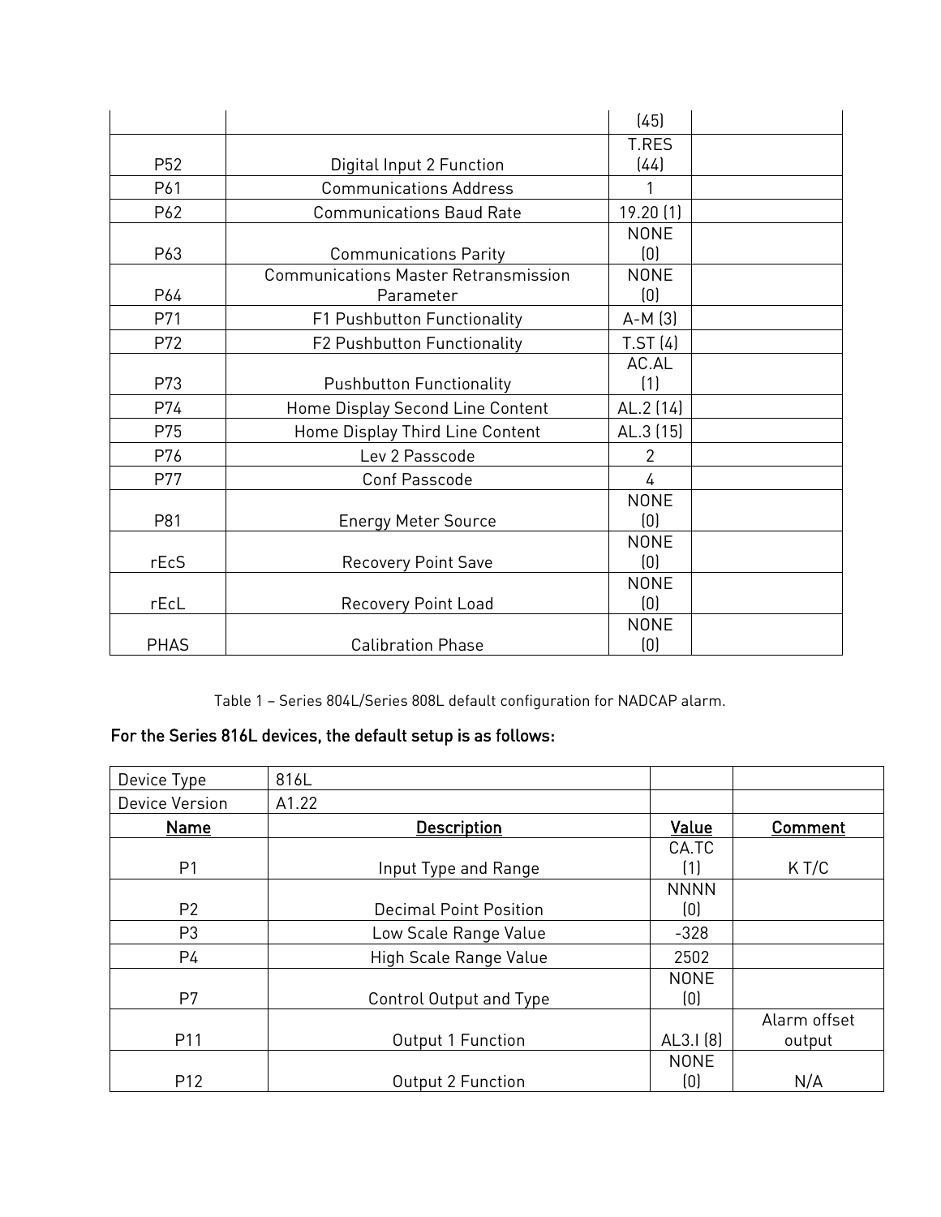| | | (45) | |
|---|---|---|---|
| P52 | Digital Input 2 Function | T.RES (44) | |
| P61 | Communications Address | 1 | |
| P62 | Communications Baud Rate | 19.20 (1) | |
| P63 | Communications Parity | NONE (0) | |
| P64 | Communications Master Retransmission Parameter | NONE (0) | |
| P71 | F1 Pushbutton Functionality | A-M (3) | |
| P72 | F2 Pushbutton Functionality | T.ST (4) | |
| P73 | Pushbutton Functionality | AC.AL (1) | |
| P74 | Home Display Second Line Content | AL.2 (14) | |
| P75 | Home Display Third Line Content | AL.3 (15) | |
| P76 | Lev 2 Passcode | 2 | |
| P77 | Conf Passcode | 4 | |
| P81 | Energy Meter Source | NONE (0) | |
| rEcS | Recovery Point Save | NONE (0) | |
| rEcL | Recovery Point Load | NONE (0) | |
| PHAS | Calibration Phase | NONE (0) | |

Table 1 – Series 804L/Series 808L default configuration for NADCAP alarm.

**For the Series 816L devices, the default setup is as follows:**

| Device Type | 816L | | |
|---|---|---|---|
| Device Version | A1.22 | | |
| **Name** | **Description** | **Value** | **Comment** |
| P1 | Input Type and Range | CA.TC (1) | K T/C |
| P2 | Decimal Point Position | NNNN (0) | |
| P3 | Low Scale Range Value | -328 | |
| P4 | High Scale Range Value | 2502 | |
| P7 | Control Output and Type | NONE (0) | |
| P11 | Output 1 Function | AL3.I (8) | Alarm offset output |
| P12 | Output 2 Function | NONE (0) | N/A |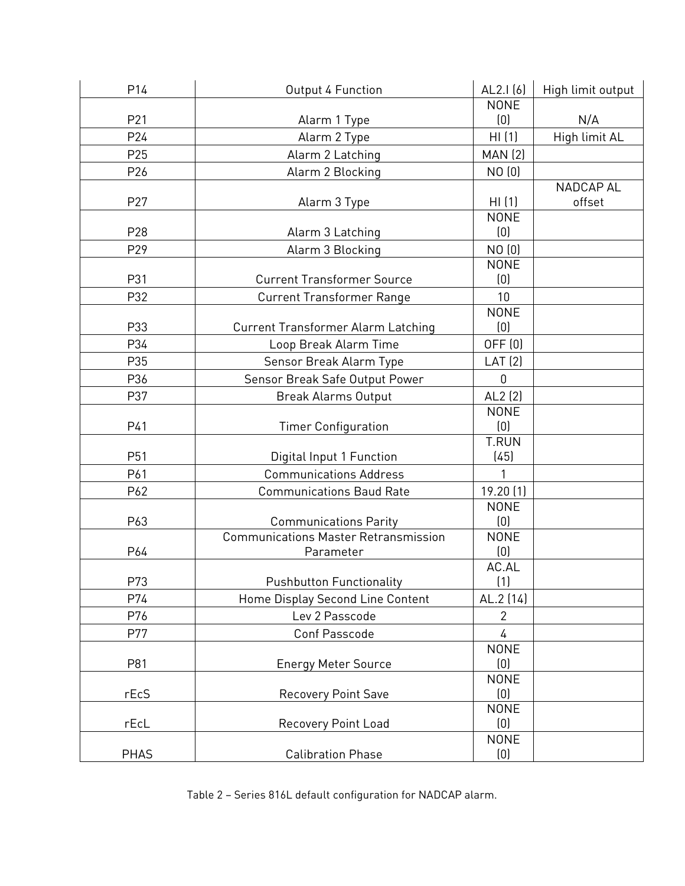| | | | |
|---|---|---|---|
| P14 | Output 4 Function | AL2.I (6) | High limit output |
| P21 | Alarm 1 Type | NONE (0) | N/A |
| P24 | Alarm 2 Type | HI (1) | High limit AL |
| P25 | Alarm 2 Latching | MAN (2) | |
| P26 | Alarm 2 Blocking | NO (0) | |
| P27 | Alarm 3 Type | HI (1) | NADCAP AL offset |
| P28 | Alarm 3 Latching | NONE (0) | |
| P29 | Alarm 3 Blocking | NO (0) | |
| P31 | Current Transformer Source | NONE (0) | |
| P32 | Current Transformer Range | 10 | |
| P33 | Current Transformer Alarm Latching | NONE (0) | |
| P34 | Loop Break Alarm Time | OFF (0) | |
| P35 | Sensor Break Alarm Type | LAT (2) | |
| P36 | Sensor Break Safe Output Power | 0 | |
| P37 | Break Alarms Output | AL2 (2) | |
| P41 | Timer Configuration | NONE (0) | |
| P51 | Digital Input 1 Function | T.RUN (45) | |
| P61 | Communications Address | 1 | |
| P62 | Communications Baud Rate | 19.20 (1) | |
| P63 | Communications Parity | NONE (0) | |
| P64 | Communications Master Retransmission Parameter | NONE (0) | |
| P73 | Pushbutton Functionality | AC.AL (1) | |
| P74 | Home Display Second Line Content | AL.2 (14) | |
| P76 | Lev 2 Passcode | 2 | |
| P77 | Conf Passcode | 4 | |
| P81 | Energy Meter Source | NONE (0) | |
| rEcS | Recovery Point Save | NONE (0) | |
| rEcL | Recovery Point Load | NONE (0) | |
| PHAS | Calibration Phase | NONE (0) | |

Table 2 – Series 816L default configuration for NADCAP alarm.